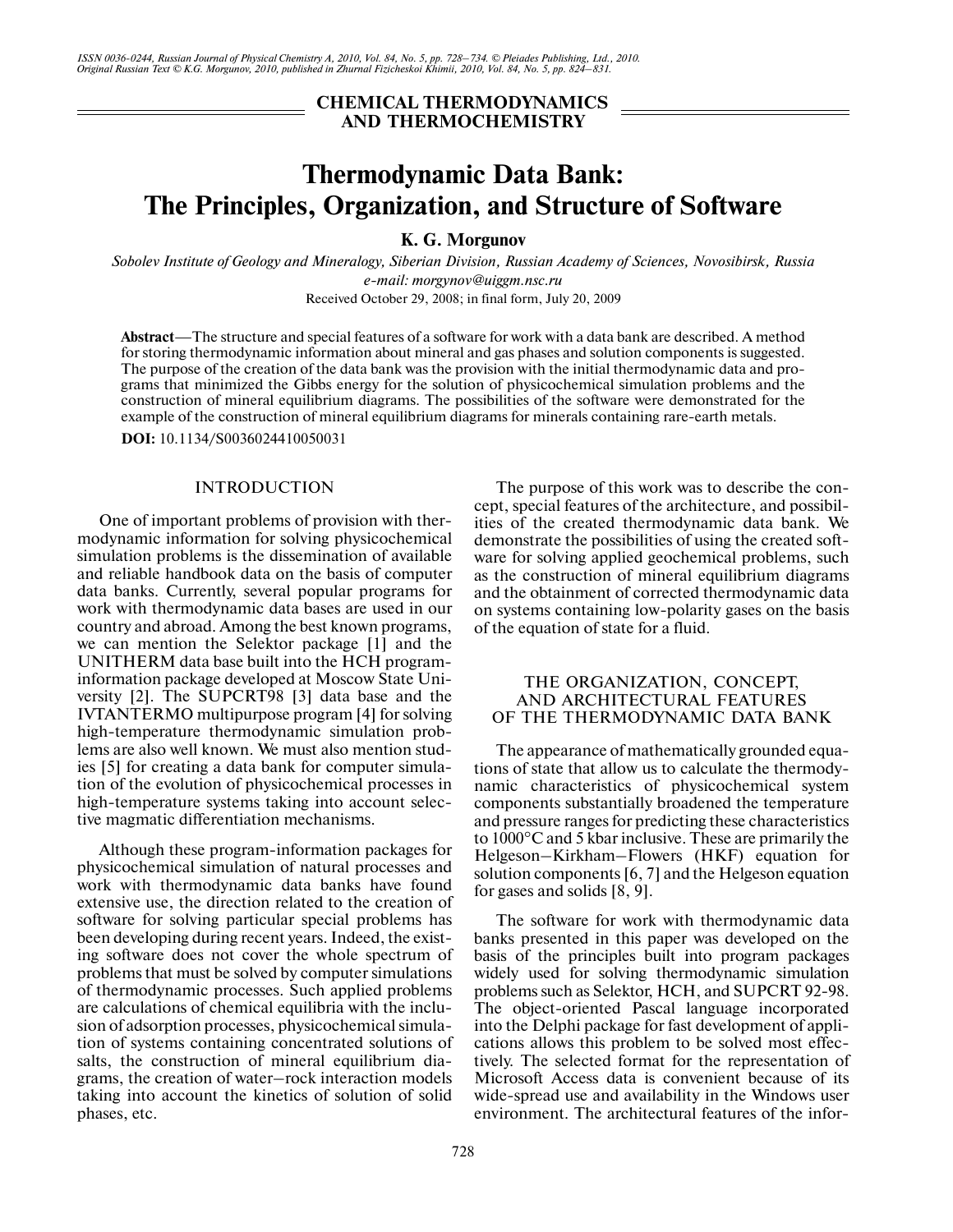ISSN 0036-0244, Russian Journal of Physical Chemistry A, 2010, Vol. 84, No. 5, pp. 728–734. © Pleiades Publishing, Ltd., 2010.
Original Russian Text © K.G. Morgunov, 2010, published in Zhurnal Fizicheskoi Khimii, 2010, Vol. 84, No. 5, pp. 824–831.

**CHEMICAL THERMODYNAMICS AND THERMOCHEMISTRY**

# Thermodynamic Data Bank: The Principles, Organization, and Structure of Software

**K. G. Morgunov**

*Sobolev Institute of Geology and Mineralogy, Siberian Division, Russian Academy of Sciences, Novosibirsk, Russia*
*e-mail: morgynov@uiggm.nsc.ru*

Received October 29, 2008; in final form, July 20, 2009

**Abstract**—The structure and special features of a software for work with a data bank are described. A method for storing thermodynamic information about mineral and gas phases and solution components is suggested. The purpose of the creation of the data bank was the provision with the initial thermodynamic data and programs that minimized the Gibbs energy for the solution of physicochemical simulation problems and the construction of mineral equilibrium diagrams. The possibilities of the software were demonstrated for the example of the construction of mineral equilibrium diagrams for minerals containing rare-earth metals.

**DOI:** 10.1134/S0036024410050031

## INTRODUCTION

One of important problems of provision with thermodynamic information for solving physicochemical simulation problems is the dissemination of available and reliable handbook data on the basis of computer data banks. Currently, several popular programs for work with thermodynamic data bases are used in our country and abroad. Among the best known programs, we can mention the Selektor package [1] and the UNITHERM data base built into the HCH program-information package developed at Moscow State University [2]. The SUPCRT98 [3] data base and the IVTANTERMO multipurpose program [4] for solving high-temperature thermodynamic simulation problems are also well known. We must also mention studies [5] for creating a data bank for computer simulation of the evolution of physicochemical processes in high-temperature systems taking into account selective magmatic differentiation mechanisms.

Although these program-information packages for physicochemical simulation of natural processes and work with thermodynamic data banks have found extensive use, the direction related to the creation of software for solving particular special problems has been developing during recent years. Indeed, the existing software does not cover the whole spectrum of problems that must be solved by computer simulations of thermodynamic processes. Such applied problems are calculations of chemical equilibria with the inclusion of adsorption processes, physicochemical simulation of systems containing concentrated solutions of salts, the construction of mineral equilibrium diagrams, the creation of water–rock interaction models taking into account the kinetics of solution of solid phases, etc.

The purpose of this work was to describe the concept, special features of the architecture, and possibilities of the created thermodynamic data bank. We demonstrate the possibilities of using the created software for solving applied geochemical problems, such as the construction of mineral equilibrium diagrams and the obtainment of corrected thermodynamic data on systems containing low-polarity gases on the basis of the equation of state for a fluid.

## THE ORGANIZATION, CONCEPT, AND ARCHITECTURAL FEATURES OF THE THERMODYNAMIC DATA BANK

The appearance of mathematically grounded equations of state that allow us to calculate the thermodynamic characteristics of physicochemical system components substantially broadened the temperature and pressure ranges for predicting these characteristics to 1000°C and 5 kbar inclusive. These are primarily the Helgeson–Kirkham–Flowers (HKF) equation for solution components [6, 7] and the Helgeson equation for gases and solids [8, 9].

The software for work with thermodynamic data banks presented in this paper was developed on the basis of the principles built into program packages widely used for solving thermodynamic simulation problems such as Selektor, HCH, and SUPCRT 92-98. The object-oriented Pascal language incorporated into the Delphi package for fast development of applications allows this problem to be solved most effectively. The selected format for the representation of Microsoft Access data is convenient because of its wide-spread use and availability in the Windows user environment. The architectural features of the infor-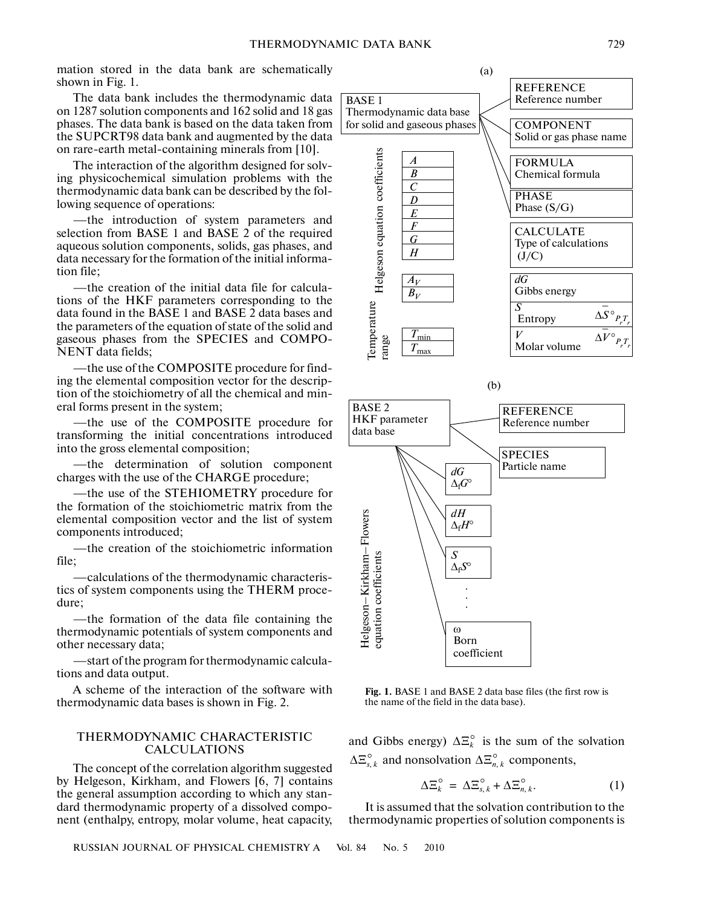mation stored in the data bank are schematically shown in Fig. 1.

The data bank includes the thermodynamic data on 1287 solution components and 162 solid and 18 gas phases. The data bank is based on the data taken from the SUPCRT98 data bank and augmented by the data on rare-earth metal-containing minerals from [10].

The interaction of the algorithm designed for solving physicochemical simulation problems with the thermodynamic data bank can be described by the following sequence of operations:

—the introduction of system parameters and selection from BASE 1 and BASE 2 of the required aqueous solution components, solids, gas phases, and data necessary for the formation of the initial information file;

—the creation of the initial data file for calculations of the HKF parameters corresponding to the data found in the BASE 1 and BASE 2 data bases and the parameters of the equation of state of the solid and gaseous phases from the SPECIES and COMPONENT data fields;

—the use of the COMPOSITE procedure for finding the elemental composition vector for the description of the stoichiometry of all the chemical and mineral forms present in the system;

—the use of the COMPOSITE procedure for transforming the initial concentrations introduced into the gross elemental composition;

—the determination of solution component charges with the use of the CHARGE procedure;

—the use of the STEHIOMETRY procedure for the formation of the stoichiometric matrix from the elemental composition vector and the list of system components introduced;

—the creation of the stoichiometric information file;

—calculations of the thermodynamic characteristics of system components using the THERM procedure;

—the formation of the data file containing the thermodynamic potentials of system components and other necessary data;

—start of the program for thermodynamic calculations and data output.

A scheme of the interaction of the software with thermodynamic data bases is shown in Fig. 2.

(a)

BASE 1 — Thermodynamic data base for solid and gaseous phases

- REFERENCE — Reference number
- COMPONENT — Solid or gas phase name
- FORMULA — Chemical formula
- PHASE — Phase (S/G)
- CALCULATE — Type of calculations (J/C)
- *dG* — Gibbs energy
- *S* — Entropy — $\Delta\bar{S}^\circ_{P_rT_r}$
- *V* — Molar volume — $\Delta\bar{V}^\circ_{P_rT_r}$
- Helgeson equation coefficients: *A*, *B*, *C*, *D*, *E*, *F*, *G*, *H*, $A_V$, $B_V$
- Temperature range: $T_{min}$, $T_{max}$

(b)

BASE 2 — HKF parameter data base

- REFERENCE — Reference number
- SPECIES — Particle name
- Helgeson–Kirkham–Flowers equation coefficients:
  - *dG* — $\Delta_f G^\circ$
  - *dH* — $\Delta_f H^\circ$
  - *S* — $\Delta_f S^\circ$
  - ...
  - ω — Born coefficient

**Fig. 1.** BASE 1 and BASE 2 data base files (the first row is the name of the field in the data base).

## THERMODYNAMIC CHARACTERISTIC CALCULATIONS

The concept of the correlation algorithm suggested by Helgeson, Kirkham, and Flowers [6, 7] contains the general assumption according to which any standard thermodynamic property of a dissolved component (enthalpy, entropy, molar volume, heat capacity, and Gibbs energy) $\Delta\Xi_k^\circ$ is the sum of the solvation $\Delta\Xi_{s,k}^\circ$ and nonsolvation $\Delta\Xi_{n,k}^\circ$ components,

$$\Delta\Xi_k^\circ = \Delta\Xi_{s,k}^\circ + \Delta\Xi_{n,k}^\circ. \quad (1)$$

It is assumed that the solvation contribution to the thermodynamic properties of solution components is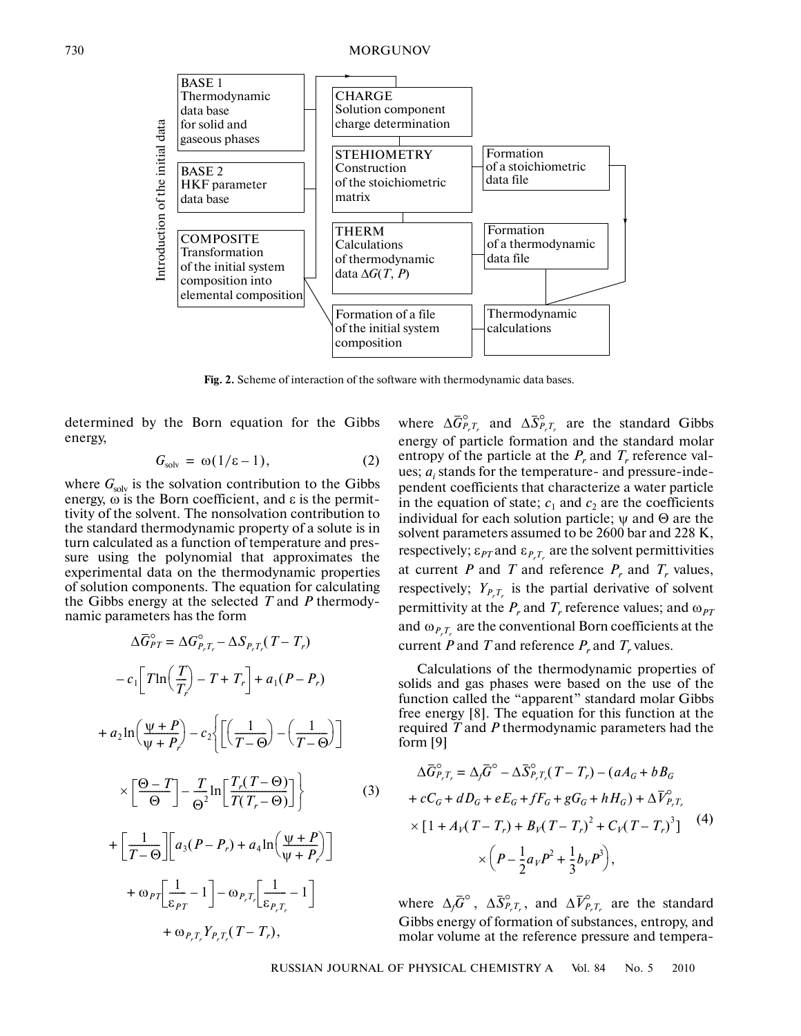Introduction of the initial data

- BASE 1: Thermodynamic data base for solid and gaseous phases
- BASE 2: HKF parameter data base
- COMPOSITE: Transformation of the initial system composition into elemental composition
- CHARGE: Solution component charge determination
- STEHIOMETRY: Construction of the stoichiometric matrix
- THERM: Calculations of thermodynamic data $\Delta G(T, P)$
- Formation of a file of the initial system composition
- Formation of a stoichiometric data file
- Formation of a thermodynamic data file
- Thermodynamic calculations

**Fig. 2.** Scheme of interaction of the software with thermodynamic data bases.

determined by the Born equation for the Gibbs energy,

$$G_{\text{solv}} = \omega(1/\varepsilon - 1), \tag{2}$$

where $G_{\text{solv}}$ is the solvation contribution to the Gibbs energy, $\omega$ is the Born coefficient, and $\varepsilon$ is the permittivity of the solvent. The nonsolvation contribution to the standard thermodynamic property of a solute is in turn calculated as a function of temperature and pressure using the polynomial that approximates the experimental data on the thermodynamic properties of solution components. The equation for calculating the Gibbs energy at the selected $T$ and $P$ thermodynamic parameters has the form

$$\begin{aligned}
\Delta\bar{G}^{\circ}_{PT} &= \Delta G^{\circ}_{P_rT_r} - \Delta S_{P_rT_r}(T - T_r) \\
&- c_1\left[T\ln\left(\frac{T}{T_r}\right) - T + T_r\right] + a_1(P - P_r) \\
&+ a_2\ln\left(\frac{\psi + P}{\psi + P_r}\right) - c_2\left\{\left[\left(\frac{1}{T - \Theta}\right) - \left(\frac{1}{T - \Theta}\right)\right]\right. \\
&\times \left.\left[\frac{\Theta - T}{\Theta}\right] - \frac{T}{\Theta^2}\ln\left[\frac{T_r(T - \Theta)}{T(T_r - \Theta)}\right]\right\} \\
&+ \left[\frac{1}{T - \Theta}\right]\left[a_3(P - P_r) + a_4\ln\left(\frac{\psi + P}{\psi + P_r}\right)\right] \\
&+ \omega_{PT}\left[\frac{1}{\varepsilon_{PT}} - 1\right] - \omega_{P_rT_r}\left[\frac{1}{\varepsilon_{P_rT_r}} - 1\right] \\
&+ \omega_{P_rT_r}Y_{P_rT_r}(T - T_r),
\end{aligned} \tag{3}$$

where $\Delta\bar{G}^{\circ}_{P_rT_r}$ and $\Delta\bar{S}^{\circ}_{P_rT_r}$ are the standard Gibbs energy of particle formation and the standard molar entropy of the particle at the $P_r$ and $T_r$ reference values; $a_i$ stands for the temperature- and pressure-independent coefficients that characterize a water particle in the equation of state; $c_1$ and $c_2$ are the coefficients individual for each solution particle; $\psi$ and $\Theta$ are the solvent parameters assumed to be 2600 bar and 228 K, respectively; $\varepsilon_{PT}$ and $\varepsilon_{P_rT_r}$ are the solvent permittivities at current $P$ and $T$ and reference $P_r$ and $T_r$ values, respectively; $Y_{P_rT_r}$ is the partial derivative of solvent permittivity at the $P_r$ and $T_r$ reference values; and $\omega_{PT}$ and $\omega_{P_rT_r}$ are the conventional Born coefficients at the current $P$ and $T$ and reference $P_r$ and $T_r$ values.

Calculations of the thermodynamic properties of solids and gas phases were based on the use of the function called the "apparent" standard molar Gibbs free energy [8]. The equation for this function at the required $T$ and $P$ thermodynamic parameters had the form [9]

$$\begin{aligned}
\Delta\bar{G}^{\circ}_{P_rT_r} &= \Delta_f\bar{G}^{\circ} - \Delta\bar{S}^{\circ}_{P_rT_r}(T - T_r) - (aA_G + bB_G \\
&+ cC_G + dD_G + eE_G + fF_G + gG_G + hH_G) + \Delta\bar{V}^{\circ}_{P_rT_r} \\
&\times [1 + A_V(T - T_r) + B_V(T - T_r)^2 + C_V(T - T_r)^3] \\
&\times \left(P - \frac{1}{2}a_VP^2 + \frac{1}{3}b_VP^3\right),
\end{aligned} \tag{4}$$

where $\Delta_f\bar{G}^{\circ}$, $\Delta\bar{S}^{\circ}_{P_rT_r}$, and $\Delta\bar{V}^{\circ}_{P_rT_r}$ are the standard Gibbs energy of formation of substances, entropy, and molar volume at the reference pressure and tempera-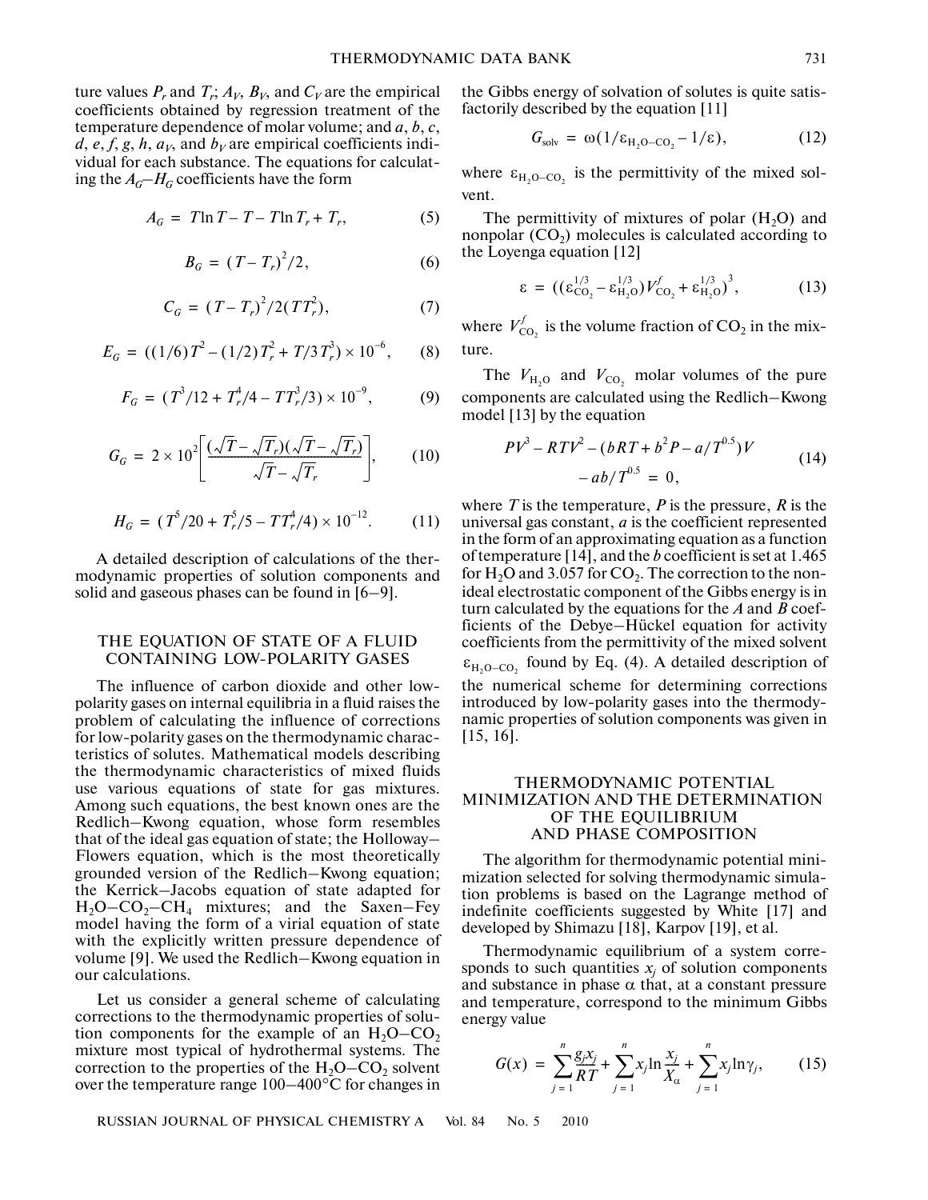ture values $P_r$ and $T_r$; $A_V$, $B_V$, and $C_V$ are the empirical coefficients obtained by regression treatment of the temperature dependence of molar volume; and $a$, $b$, $c$, $d$, $e$, $f$, $g$, $h$, $a_V$, and $b_V$ are empirical coefficients individual for each substance. The equations for calculating the $A_G$–$H_G$ coefficients have the form

$$A_G = T\ln T - T - T\ln T_r + T_r, \tag{5}$$

$$B_G = (T - T_r)^2/2, \tag{6}$$

$$C_G = (T - T_r)^2/2(TT_r^2), \tag{7}$$

$$E_G = ((1/6)T^2 - (1/2)T_r^2 + T/3T_r^3) \times 10^{-6}, \tag{8}$$

$$F_G = (T^3/12 + T_r^4/4 - TT_r^3/3) \times 10^{-9}, \tag{9}$$

$$G_G = 2 \times 10^2 \left[ \frac{(\sqrt{T} - \sqrt{T_r})(\sqrt{T} - \sqrt{T_r})}{\sqrt{T} - \sqrt{T_r}} \right], \tag{10}$$

$$H_G = (T^5/20 + T_r^5/5 - TT_r^4/4) \times 10^{-12}. \tag{11}$$

A detailed description of calculations of the thermodynamic properties of solution components and solid and gaseous phases can be found in [6–9].

## THE EQUATION OF STATE OF A FLUID CONTAINING LOW-POLARITY GASES

The influence of carbon dioxide and other low-polarity gases on internal equilibria in a fluid raises the problem of calculating the influence of corrections for low-polarity gases on the thermodynamic characteristics of solutes. Mathematical models describing the thermodynamic characteristics of mixed fluids use various equations of state for gas mixtures. Among such equations, the best known ones are the Redlich–Kwong equation, whose form resembles that of the ideal gas equation of state; the Holloway–Flowers equation, which is the most theoretically grounded version of the Redlich–Kwong equation; the Kerrick–Jacobs equation of state adapted for $H_2O$–$CO_2$–$CH_4$ mixtures; and the Saxen–Fey model having the form of a virial equation of state with the explicitly written pressure dependence of volume [9]. We used the Redlich–Kwong equation in our calculations.

Let us consider a general scheme of calculating corrections to the thermodynamic properties of solution components for the example of an $H_2O$–$CO_2$ mixture most typical of hydrothermal systems. The correction to the properties of the $H_2O$–$CO_2$ solvent over the temperature range 100–400°C for changes in the Gibbs energy of solvation of solutes is quite satisfactorily described by the equation [11]

$$G_{\text{solv}} = \omega(1/\varepsilon_{H_2O-CO_2} - 1/\varepsilon), \tag{12}$$

where $\varepsilon_{H_2O-CO_2}$ is the permittivity of the mixed solvent.

The permittivity of mixtures of polar ($H_2O$) and nonpolar ($CO_2$) molecules is calculated according to the Loyenga equation [12]

$$\varepsilon = ((\varepsilon_{CO_2}^{1/3} - \varepsilon_{H_2O}^{1/3})V_{CO_2}^f + \varepsilon_{H_2O}^{1/3})^3, \tag{13}$$

where $V_{CO_2}^f$ is the volume fraction of $CO_2$ in the mixture.

The $V_{H_2O}$ and $V_{CO_2}$ molar volumes of the pure components are calculated using the Redlich–Kwong model [13] by the equation

$$PV^3 - RTV^2 - (bRT + b^2P - a/T^{0.5})V - ab/T^{0.5} = 0, \tag{14}$$

where $T$ is the temperature, $P$ is the pressure, $R$ is the universal gas constant, $a$ is the coefficient represented in the form of an approximating equation as a function of temperature [14], and the $b$ coefficient is set at 1.465 for $H_2O$ and 3.057 for $CO_2$. The correction to the nonideal electrostatic component of the Gibbs energy is in turn calculated by the equations for the $A$ and $B$ coefficients of the Debye–Hückel equation for activity coefficients from the permittivity of the mixed solvent $\varepsilon_{H_2O-CO_2}$ found by Eq. (4). A detailed description of the numerical scheme for determining corrections introduced by low-polarity gases into the thermodynamic properties of solution components was given in [15, 16].

## THERMODYNAMIC POTENTIAL MINIMIZATION AND THE DETERMINATION OF THE EQUILIBRIUM AND PHASE COMPOSITION

The algorithm for thermodynamic potential minimization selected for solving thermodynamic simulation problems is based on the Lagrange method of indefinite coefficients suggested by White [17] and developed by Shimazu [18], Karpov [19], et al.

Thermodynamic equilibrium of a system corresponds to such quantities $x_j$ of solution components and substance in phase $\alpha$ that, at a constant pressure and temperature, correspond to the minimum Gibbs energy value

$$G(x) = \sum_{j=1}^{n} \frac{g_j x_j}{RT} + \sum_{j=1}^{n} x_j \ln \frac{x_j}{X_\alpha} + \sum_{j=1}^{n} x_j \ln \gamma_j, \tag{15}$$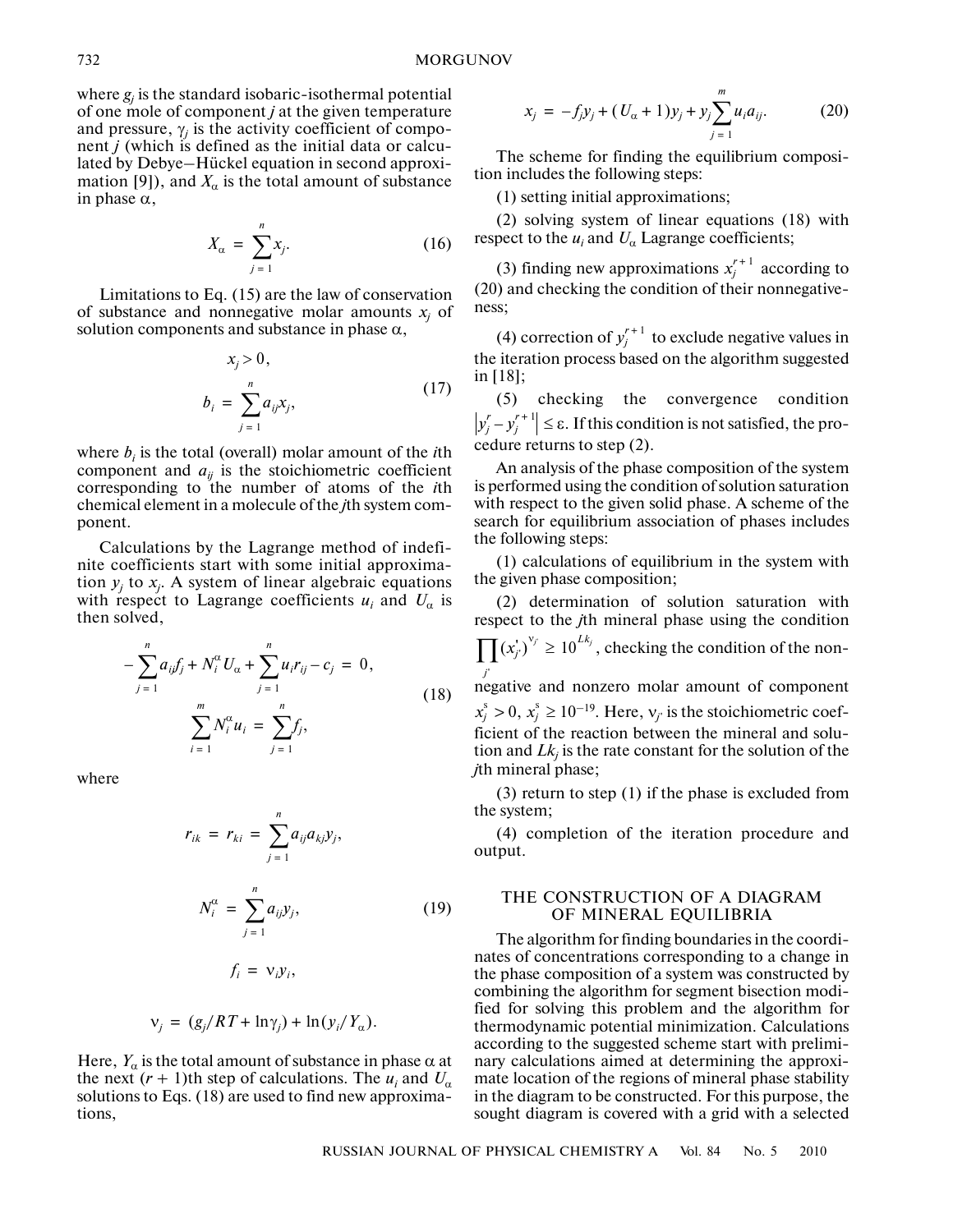where $g_j$ is the standard isobaric-isothermal potential of one mole of component $j$ at the given temperature and pressure, $\gamma_j$ is the activity coefficient of component $j$ (which is defined as the initial data or calculated by Debye–Hückel equation in second approximation [9]), and $X_\alpha$ is the total amount of substance in phase $\alpha$,

$$X_\alpha = \sum_{j=1}^{n} x_j. \tag{16}$$

Limitations to Eq. (15) are the law of conservation of substance and nonnegative molar amounts $x_j$ of solution components and substance in phase $\alpha$,

$$\begin{gathered} x_j > 0, \\ b_i = \sum_{j=1}^{n} a_{ij} x_j, \end{gathered} \tag{17}$$

where $b_i$ is the total (overall) molar amount of the $i$th component and $a_{ij}$ is the stoichiometric coefficient corresponding to the number of atoms of the $i$th chemical element in a molecule of the $j$th system component.

Calculations by the Lagrange method of indefinite coefficients start with some initial approximation $y_j$ to $x_j$. A system of linear algebraic equations with respect to Lagrange coefficients $u_i$ and $U_\alpha$ is then solved,

$$\begin{gathered} -\sum_{j=1}^{n} a_{ij} f_j + N_i^{\alpha} U_\alpha + \sum_{j=1}^{n} u_i r_{ij} - c_j = 0, \\ \sum_{i=1}^{m} N_i^{\alpha} u_i = \sum_{j=1}^{n} f_j, \end{gathered} \tag{18}$$

where

$$r_{ik} = r_{ki} = \sum_{j=1}^{n} a_{ij} a_{kj} y_j,$$

$$N_i^{\alpha} = \sum_{j=1}^{n} a_{ij} y_j, \tag{19}$$

$$f_i = \nu_i y_i,$$

$$\nu_j = (g_j/RT + \ln\gamma_j) + \ln(y_i/Y_\alpha).$$

Here, $Y_\alpha$ is the total amount of substance in phase $\alpha$ at the next $(r+1)$th step of calculations. The $u_i$ and $U_\alpha$ solutions to Eqs. (18) are used to find new approximations,

$$x_j = -f_j y_j + (U_\alpha + 1) y_j + y_j \sum_{j=1}^{m} u_i a_{ij}. \tag{20}$$

The scheme for finding the equilibrium composition includes the following steps:

(1) setting initial approximations;

(2) solving system of linear equations (18) with respect to the $u_i$ and $U_\alpha$ Lagrange coefficients;

(3) finding new approximations $x_j^{r+1}$ according to (20) and checking the condition of their nonnegativeness;

(4) correction of $y_j^{r+1}$ to exclude negative values in the iteration process based on the algorithm suggested in [18];

(5) checking the convergence condition $\left|y_j^r - y_j^{r+1}\right| \le \varepsilon$. If this condition is not satisfied, the procedure returns to step (2).

An analysis of the phase composition of the system is performed using the condition of solution saturation with respect to the given solid phase. A scheme of the search for equilibrium association of phases includes the following steps:

(1) calculations of equilibrium in the system with the given phase composition;

(2) determination of solution saturation with respect to the $j$th mineral phase using the condition $\prod_{j'} (x'_{j'})^{\nu_{j'}} \ge 10^{Lk_j}$, checking the condition of the nonnegative and nonzero molar amount of component $x_j^s > 0$, $x_j^s \ge 10^{-19}$. Here, $\nu_{j'}$ is the stoichiometric coefficient of the reaction between the mineral and solution and $Lk_j$ is the rate constant for the solution of the $j$th mineral phase;

(3) return to step (1) if the phase is excluded from the system;

(4) completion of the iteration procedure and output.

## THE CONSTRUCTION OF A DIAGRAM OF MINERAL EQUILIBRIA

The algorithm for finding boundaries in the coordinates of concentrations corresponding to a change in the phase composition of a system was constructed by combining the algorithm for segment bisection modified for solving this problem and the algorithm for thermodynamic potential minimization. Calculations according to the suggested scheme start with preliminary calculations aimed at determining the approximate location of the regions of mineral phase stability in the diagram to be constructed. For this purpose, the sought diagram is covered with a grid with a selected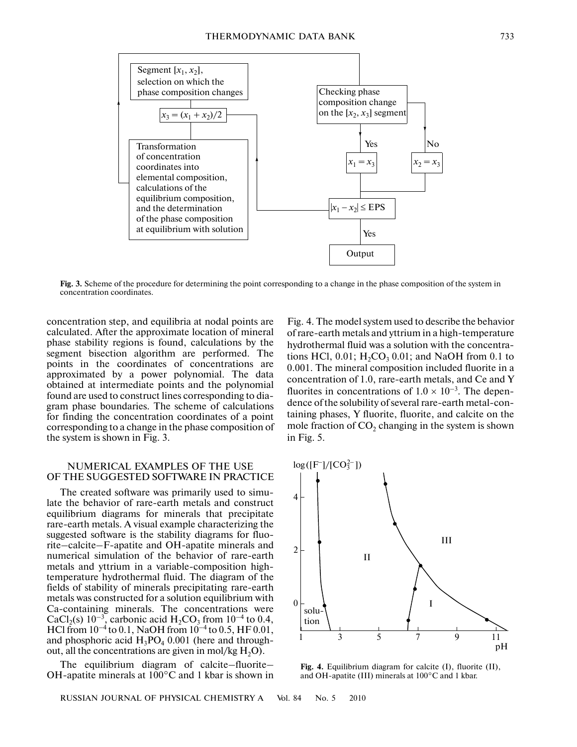Fig. 3. Scheme of the procedure for determining the point corresponding to a change in the phase composition of the system in concentration coordinates.

concentration step, and equilibria at nodal points are calculated. After the approximate location of mineral phase stability regions is found, calculations by the segment bisection algorithm are performed. The points in the coordinates of concentrations are approximated by a power polynomial. The data obtained at intermediate points and the polynomial found are used to construct lines corresponding to diagram phase boundaries. The scheme of calculations for finding the concentration coordinates of a point corresponding to a change in the phase composition of the system is shown in Fig. 3.

## NUMERICAL EXAMPLES OF THE USE OF THE SUGGESTED SOFTWARE IN PRACTICE

The created software was primarily used to simulate the behavior of rare-earth metals and construct equilibrium diagrams for minerals that precipitate rare-earth metals. A visual example characterizing the suggested software is the stability diagrams for fluorite–calcite–F-apatite and OH-apatite minerals and numerical simulation of the behavior of rare-earth metals and yttrium in a variable-composition high-temperature hydrothermal fluid. The diagram of the fields of stability of minerals precipitating rare-earth metals was constructed for a solution equilibrium with Ca-containing minerals. The concentrations were $CaCl_2$(s) $10^{-3}$, carbonic acid $H_2CO_3$ from $10^{-4}$ to 0.4, HCl from $10^{-4}$ to 0.1, NaOH from $10^{-4}$ to 0.5, HF 0.01, and phosphoric acid $H_3PO_4$ 0.001 (here and throughout, all the concentrations are given in mol/kg $H_2O$).

The equilibrium diagram of calcite–fluorite–OH-apatite minerals at 100°C and 1 kbar is shown in Fig. 4. The model system used to describe the behavior of rare-earth metals and yttrium in a high-temperature hydrothermal fluid was a solution with the concentrations HCl, 0.01; $H_2CO_3$ 0.01; and NaOH from 0.1 to 0.001. The mineral composition included fluorite in a concentration of 1.0, rare-earth metals, and Ce and Y fluorites in concentrations of $1.0 \times 10^{-3}$. The dependence of the solubility of several rare-earth metal-containing phases, Y fluorite, fluorite, and calcite on the mole fraction of $CO_2$ changing in the system is shown in Fig. 5.

Fig. 4. Equilibrium diagram for calcite (I), fluorite (II), and OH-apatite (III) minerals at 100°C and 1 kbar.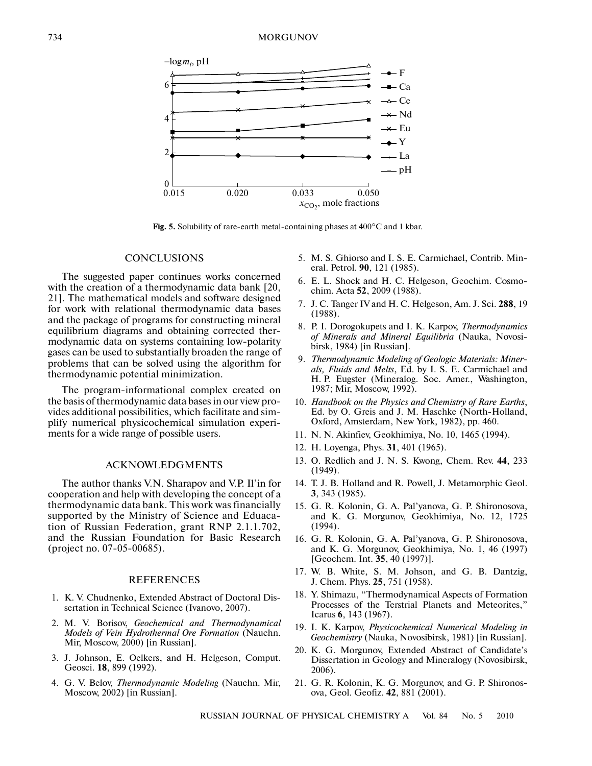$-\log m_i$, pH

6

4

2

0

0.015 0.020 0.033 0.050

$x_{CO_2}$, mole fractions

F
Ca
Ce
Nd
Eu
Y
La
pH

**Fig. 5.** Solubility of rare-earth metal-containing phases at 400°C and 1 kbar.

## CONCLUSIONS

The suggested paper continues works concerned with the creation of a thermodynamic data bank [20, 21]. The mathematical models and software designed for work with relational thermodynamic data bases and the package of programs for constructing mineral equilibrium diagrams and obtaining corrected thermodynamic data on systems containing low-polarity gases can be used to substantially broaden the range of problems that can be solved using the algorithm for thermodynamic potential minimization.

The program-informational complex created on the basis of thermodynamic data bases in our view provides additional possibilities, which facilitate and simplify numerical physicochemical simulation experiments for a wide range of possible users.

## ACKNOWLEDGMENTS

The author thanks V.N. Sharapov and V.P. Il'in for cooperation and help with developing the concept of a thermodynamic data bank. This work was financially supported by the Ministry of Science and Eduacation of Russian Federation, grant RNP 2.1.1.702, and the Russian Foundation for Basic Research (project no. 07-05-00685).

## REFERENCES

1. K. V. Chudnenko, Extended Abstract of Doctoral Dissertation in Technical Science (Ivanovo, 2007).
2. M. V. Borisov, *Geochemical and Thermodynamical Models of Vein Hydrothermal Ore Formation* (Nauchn. Mir, Moscow, 2000) [in Russian].
3. J. Johnson, E. Oelkers, and H. Helgeson, Comput. Geosci. **18**, 899 (1992).
4. G. V. Belov, *Thermodynamic Modeling* (Nauchn. Mir, Moscow, 2002) [in Russian].
5. M. S. Ghiorso and I. S. E. Carmichael, Contrib. Mineral. Petrol. **90**, 121 (1985).
6. E. L. Shock and H. C. Helgeson, Geochim. Cosmochim. Acta **52**, 2009 (1988).
7. J. C. Tanger IV and H. C. Helgeson, Am. J. Sci. **288**, 19 (1988).
8. P. I. Dorogokupets and I. K. Karpov, *Thermodynamics of Minerals and Mineral Equilibria* (Nauka, Novosibirsk, 1984) [in Russian].
9. *Thermodynamic Modeling of Geologic Materials: Minerals, Fluids and Melts*, Ed. by I. S. E. Carmichael and H. P. Eugster (Mineralog. Soc. Amer., Washington, 1987; Mir, Moscow, 1992).
10. *Handbook on the Physics and Chemistry of Rare Earths*, Ed. by O. Greis and J. M. Haschke (North-Holland, Oxford, Amsterdam, New York, 1982), pp. 460.
11. N. N. Akinfiev, Geokhimiya, No. 10, 1465 (1994).
12. H. Loyenga, Phys. **31**, 401 (1965).
13. O. Redlich and J. N. S. Kwong, Chem. Rev. **44**, 233 (1949).
14. T. J. B. Holland and R. Powell, J. Metamorphic Geol. **3**, 343 (1985).
15. G. R. Kolonin, G. A. Pal'yanova, G. P. Shironosova, and K. G. Morgunov, Geokhimiya, No. 12, 1725 (1994).
16. G. R. Kolonin, G. A. Pal'yanova, G. P. Shironosova, and K. G. Morgunov, Geokhimiya, No. 1, 46 (1997) [Geochem. Int. **35**, 40 (1997)].
17. W. B. White, S. M. Johson, and G. B. Dantzig, J. Chem. Phys. **25**, 751 (1958).
18. Y. Shimazu, "Thermodynamical Aspects of Formation Processes of the Terstrial Planets and Meteorites," Icarus **6**, 143 (1967).
19. I. K. Karpov, *Physicochemical Numerical Modeling in Geochemistry* (Nauka, Novosibirsk, 1981) [in Russian].
20. K. G. Morgunov, Extended Abstract of Candidate's Dissertation in Geology and Mineralogy (Novosibirsk, 2006).
21. G. R. Kolonin, K. G. Morgunov, and G. P. Shironosova, Geol. Geofiz. **42**, 881 (2001).